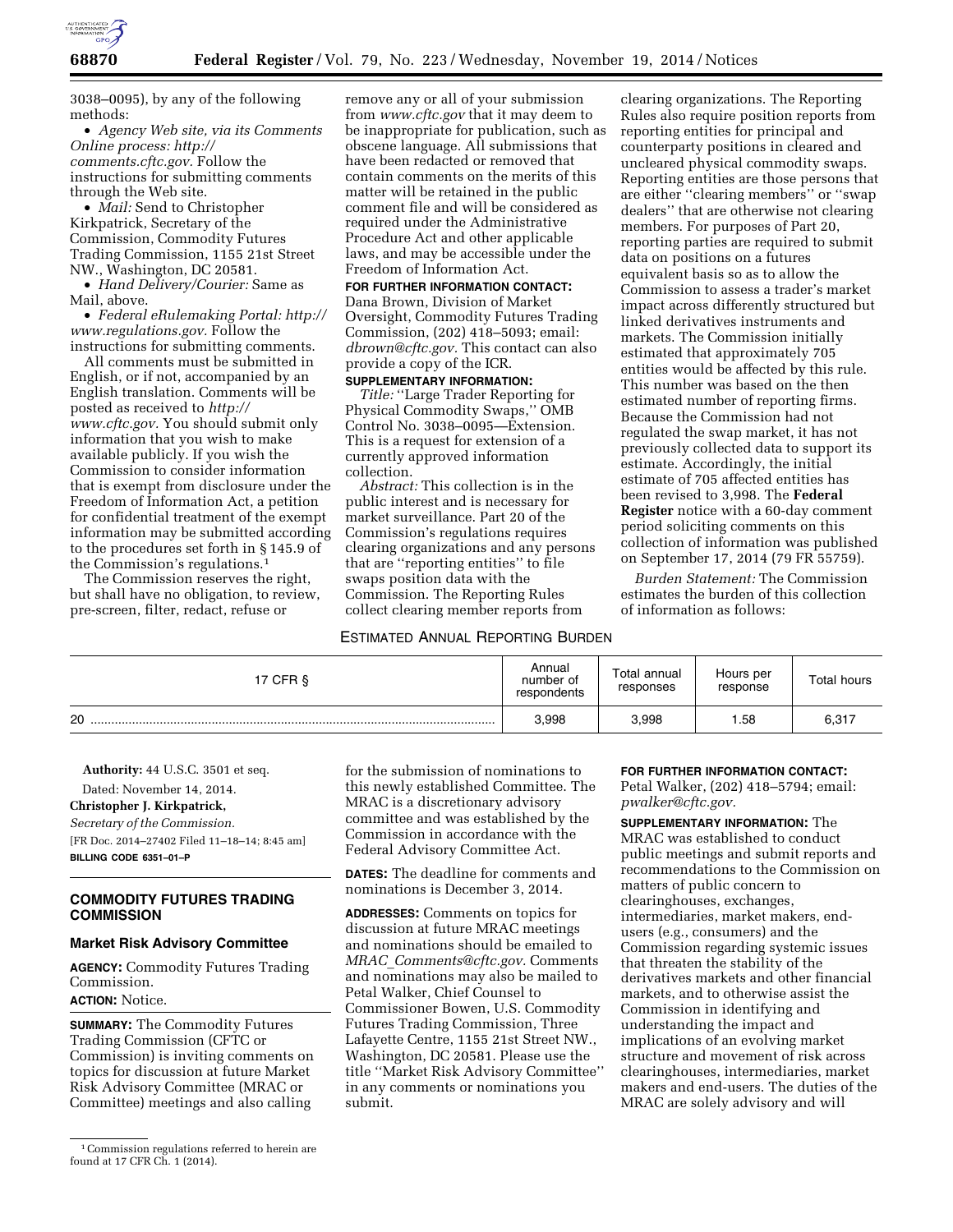3038–0095), by any of the following methods:

- *Agency Web site, via its Comments Online process: http://comments.cftc.gov.* Follow the instructions for submitting comments through the Web site.
- *Mail:* Send to Christopher Kirkpatrick, Secretary of the Commission, Commodity Futures Trading Commission, 1155 21st Street NW., Washington, DC 20581.
- *Hand Delivery/Courier:* Same as Mail, above.
- *Federal eRulemaking Portal: http://www.regulations.gov.* Follow the instructions for submitting comments.

All comments must be submitted in English, or if not, accompanied by an English translation. Comments will be posted as received to *http://www.cftc.gov.* You should submit only information that you wish to make available publicly. If you wish the Commission to consider information that is exempt from disclosure under the Freedom of Information Act, a petition for confidential treatment of the exempt information may be submitted according to the procedures set forth in § 145.9 of the Commission's regulations.[1]

The Commission reserves the right, but shall have no obligation, to review, pre-screen, filter, redact, refuse or remove any or all of your submission from *www.cftc.gov* that it may deem to be inappropriate for publication, such as obscene language. All submissions that have been redacted or removed that contain comments on the merits of this matter will be retained in the public comment file and will be considered as required under the Administrative Procedure Act and other applicable laws, and may be accessible under the Freedom of Information Act.

**FOR FURTHER INFORMATION CONTACT:** Dana Brown, Division of Market Oversight, Commodity Futures Trading Commission, (202) 418–5093; email: *dbrown@cftc.gov.* This contact can also provide a copy of the ICR.

**SUPPLEMENTARY INFORMATION:**

*Title:* ''Large Trader Reporting for Physical Commodity Swaps,'' OMB Control No. 3038–0095—Extension. This is a request for extension of a currently approved information collection.

*Abstract:* This collection is in the public interest and is necessary for market surveillance. Part 20 of the Commission's regulations requires clearing organizations and any persons that are ''reporting entities'' to file swaps position data with the Commission. The Reporting Rules collect clearing member reports from clearing organizations. The Reporting Rules also require position reports from reporting entities for principal and counterparty positions in cleared and uncleared physical commodity swaps. Reporting entities are those persons that are either ''clearing members'' or ''swap dealers'' that are otherwise not clearing members. For purposes of Part 20, reporting parties are required to submit data on positions on a futures equivalent basis so as to allow the Commission to assess a trader's market impact across differently structured but linked derivatives instruments and markets. The Commission initially estimated that approximately 705 entities would be affected by this rule. This number was based on the then estimated number of reporting firms. Because the Commission had not regulated the swap market, it has not previously collected data to support its estimate. Accordingly, the initial estimate of 705 affected entities has been revised to 3,998. The **Federal Register** notice with a 60-day comment period soliciting comments on this collection of information was published on September 17, 2014 (79 FR 55759).

*Burden Statement:* The Commission estimates the burden of this collection of information as follows:

ESTIMATED ANNUAL REPORTING BURDEN

| 17 CFR § | Annual number of respondents | Total annual responses | Hours per response | Total hours |
|---|---|---|---|---|
| 20 | 3,998 | 3,998 | 1.58 | 6,317 |

**Authority:** 44 U.S.C. 3501 et seq.

Dated: November 14, 2014.

**Christopher J. Kirkpatrick,**

*Secretary of the Commission.*

[FR Doc. 2014–27402 Filed 11–18–14; 8:45 am]

**BILLING CODE 6351–01–P**

## COMMODITY FUTURES TRADING COMMISSION

### Market Risk Advisory Committee

**AGENCY:** Commodity Futures Trading Commission.

**ACTION:** Notice.

**SUMMARY:** The Commodity Futures Trading Commission (CFTC or Commission) is inviting comments on topics for discussion at future Market Risk Advisory Committee (MRAC or Committee) meetings and also calling for the submission of nominations to this newly established Committee. The MRAC is a discretionary advisory committee and was established by the Commission in accordance with the Federal Advisory Committee Act.

**DATES:** The deadline for comments and nominations is December 3, 2014.

**ADDRESSES:** Comments on topics for discussion at future MRAC meetings and nominations should be emailed to *MRAC_Comments@cftc.gov.* Comments and nominations may also be mailed to Petal Walker, Chief Counsel to Commissioner Bowen, U.S. Commodity Futures Trading Commission, Three Lafayette Centre, 1155 21st Street NW., Washington, DC 20581. Please use the title ''Market Risk Advisory Committee'' in any comments or nominations you submit.

**FOR FURTHER INFORMATION CONTACT:** Petal Walker, (202) 418–5794; email: *pwalker@cftc.gov.*

**SUPPLEMENTARY INFORMATION:** The MRAC was established to conduct public meetings and submit reports and recommendations to the Commission on matters of public concern to clearinghouses, exchanges, intermediaries, market makers, end-users (e.g., consumers) and the Commission regarding systemic issues that threaten the stability of the derivatives markets and other financial markets, and to otherwise assist the Commission in identifying and understanding the impact and implications of an evolving market structure and movement of risk across clearinghouses, intermediaries, market makers and end-users. The duties of the MRAC are solely advisory and will

[1] Commission regulations referred to herein are found at 17 CFR Ch. 1 (2014).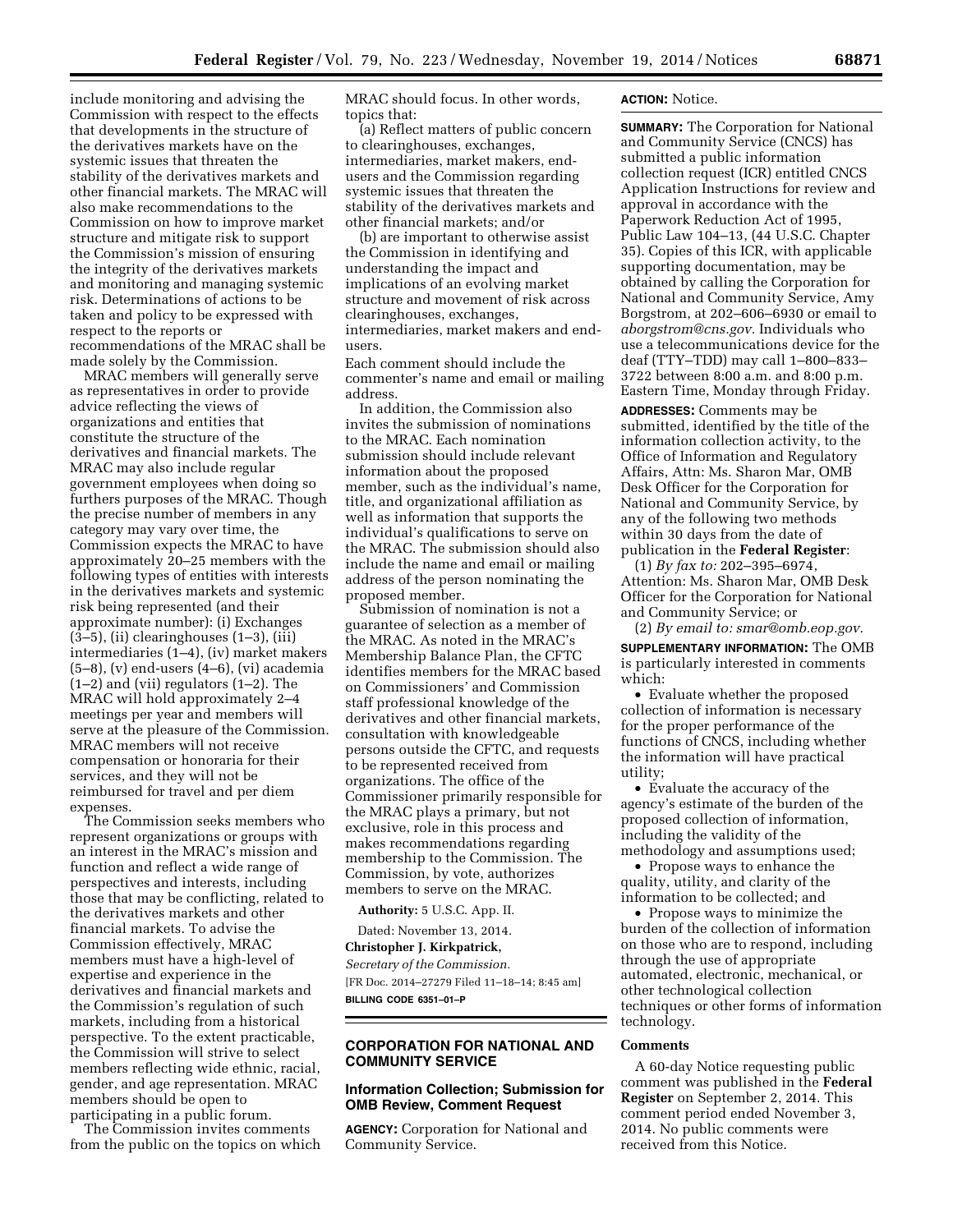include monitoring and advising the Commission with respect to the effects that developments in the structure of the derivatives markets have on the systemic issues that threaten the stability of the derivatives markets and other financial markets. The MRAC will also make recommendations to the Commission on how to improve market structure and mitigate risk to support the Commission's mission of ensuring the integrity of the derivatives markets and monitoring and managing systemic risk. Determinations of actions to be taken and policy to be expressed with respect to the reports or recommendations of the MRAC shall be made solely by the Commission.

MRAC members will generally serve as representatives in order to provide advice reflecting the views of organizations and entities that constitute the structure of the derivatives and financial markets. The MRAC may also include regular government employees when doing so furthers purposes of the MRAC. Though the precise number of members in any category may vary over time, the Commission expects the MRAC to have approximately 20–25 members with the following types of entities with interests in the derivatives markets and systemic risk being represented (and their approximate number): (i) Exchanges (3–5), (ii) clearinghouses (1–3), (iii) intermediaries (1–4), (iv) market makers (5–8), (v) end-users (4–6), (vi) academia (1–2) and (vii) regulators (1–2). The MRAC will hold approximately 2–4 meetings per year and members will serve at the pleasure of the Commission. MRAC members will not receive compensation or honoraria for their services, and they will not be reimbursed for travel and per diem expenses.

The Commission seeks members who represent organizations or groups with an interest in the MRAC's mission and function and reflect a wide range of perspectives and interests, including those that may be conflicting, related to the derivatives markets and other financial markets. To advise the Commission effectively, MRAC members must have a high-level of expertise and experience in the derivatives and financial markets and the Commission's regulation of such markets, including from a historical perspective. To the extent practicable, the Commission will strive to select members reflecting wide ethnic, racial, gender, and age representation. MRAC members should be open to participating in a public forum.

The Commission invites comments from the public on the topics on which MRAC should focus. In other words, topics that:

(a) Reflect matters of public concern to clearinghouses, exchanges, intermediaries, market makers, end-users and the Commission regarding systemic issues that threaten the stability of the derivatives markets and other financial markets; and/or

(b) are important to otherwise assist the Commission in identifying and understanding the impact and implications of an evolving market structure and movement of risk across clearinghouses, exchanges, intermediaries, market makers and end-users.

Each comment should include the commenter's name and email or mailing address.

In addition, the Commission also invites the submission of nominations to the MRAC. Each nomination submission should include relevant information about the proposed member, such as the individual's name, title, and organizational affiliation as well as information that supports the individual's qualifications to serve on the MRAC. The submission should also include the name and email or mailing address of the person nominating the proposed member.

Submission of nomination is not a guarantee of selection as a member of the MRAC. As noted in the MRAC's Membership Balance Plan, the CFTC identifies members for the MRAC based on Commissioners' and Commission staff professional knowledge of the derivatives and other financial markets, consultation with knowledgeable persons outside the CFTC, and requests to be represented received from organizations. The office of the Commissioner primarily responsible for the MRAC plays a primary, but not exclusive, role in this process and makes recommendations regarding membership to the Commission. The Commission, by vote, authorizes members to serve on the MRAC.

**Authority:** 5 U.S.C. App. II.

Dated: November 13, 2014.

**Christopher J. Kirkpatrick,**

*Secretary of the Commission.*

[FR Doc. 2014–27279 Filed 11–18–14; 8:45 am]

**BILLING CODE 6351–01–P**

## CORPORATION FOR NATIONAL AND COMMUNITY SERVICE

### Information Collection; Submission for OMB Review, Comment Request

**AGENCY:** Corporation for National and Community Service.

**ACTION:** Notice.

**SUMMARY:** The Corporation for National and Community Service (CNCS) has submitted a public information collection request (ICR) entitled CNCS Application Instructions for review and approval in accordance with the Paperwork Reduction Act of 1995, Public Law 104–13, (44 U.S.C. Chapter 35). Copies of this ICR, with applicable supporting documentation, may be obtained by calling the Corporation for National and Community Service, Amy Borgstrom, at 202–606–6930 or email to *aborgstrom@cns.gov.* Individuals who use a telecommunications device for the deaf (TTY–TDD) may call 1–800–833–3722 between 8:00 a.m. and 8:00 p.m. Eastern Time, Monday through Friday.

**ADDRESSES:** Comments may be submitted, identified by the title of the information collection activity, to the Office of Information and Regulatory Affairs, Attn: Ms. Sharon Mar, OMB Desk Officer for the Corporation for National and Community Service, by any of the following two methods within 30 days from the date of publication in the **Federal Register**:

(1) *By fax to:* 202–395–6974, Attention: Ms. Sharon Mar, OMB Desk Officer for the Corporation for National and Community Service; or

(2) *By email to: smar@omb.eop.gov.*

**SUPPLEMENTARY INFORMATION:** The OMB is particularly interested in comments which:

- Evaluate whether the proposed collection of information is necessary for the proper performance of the functions of CNCS, including whether the information will have practical utility;
- Evaluate the accuracy of the agency's estimate of the burden of the proposed collection of information, including the validity of the methodology and assumptions used;
- Propose ways to enhance the quality, utility, and clarity of the information to be collected; and
- Propose ways to minimize the burden of the collection of information on those who are to respond, including through the use of appropriate automated, electronic, mechanical, or other technological collection techniques or other forms of information technology.

#### Comments

A 60-day Notice requesting public comment was published in the **Federal Register** on September 2, 2014. This comment period ended November 3, 2014. No public comments were received from this Notice.